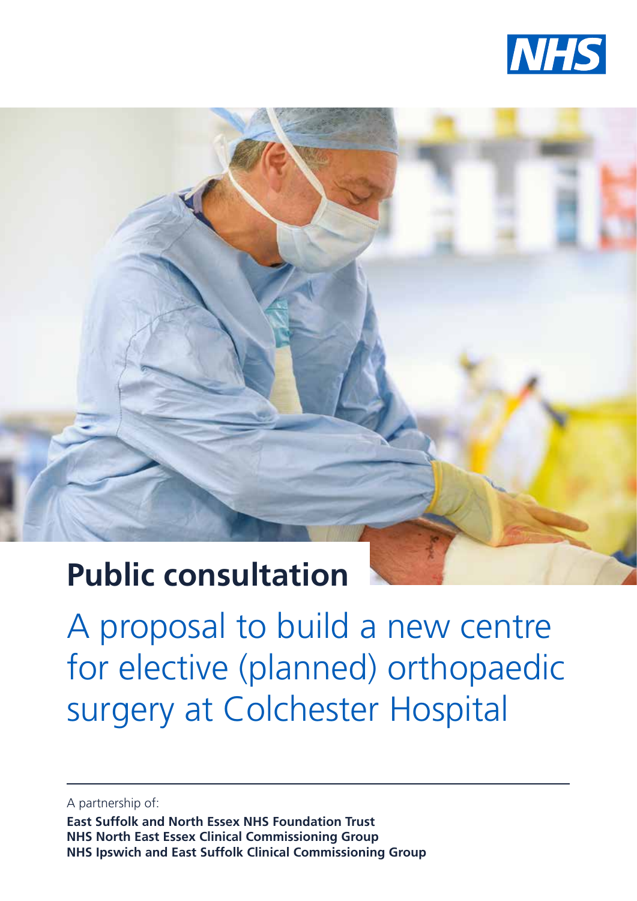NHS

# Public consultation

## A proposal to build a new centre for elective (planned) orthopaedic surgery at Colchester Hospital

A partnership of:

**East Suffolk and North Essex NHS Foundation Trust**
**NHS North East Essex Clinical Commissioning Group**
**NHS Ipswich and East Suffolk Clinical Commissioning Group**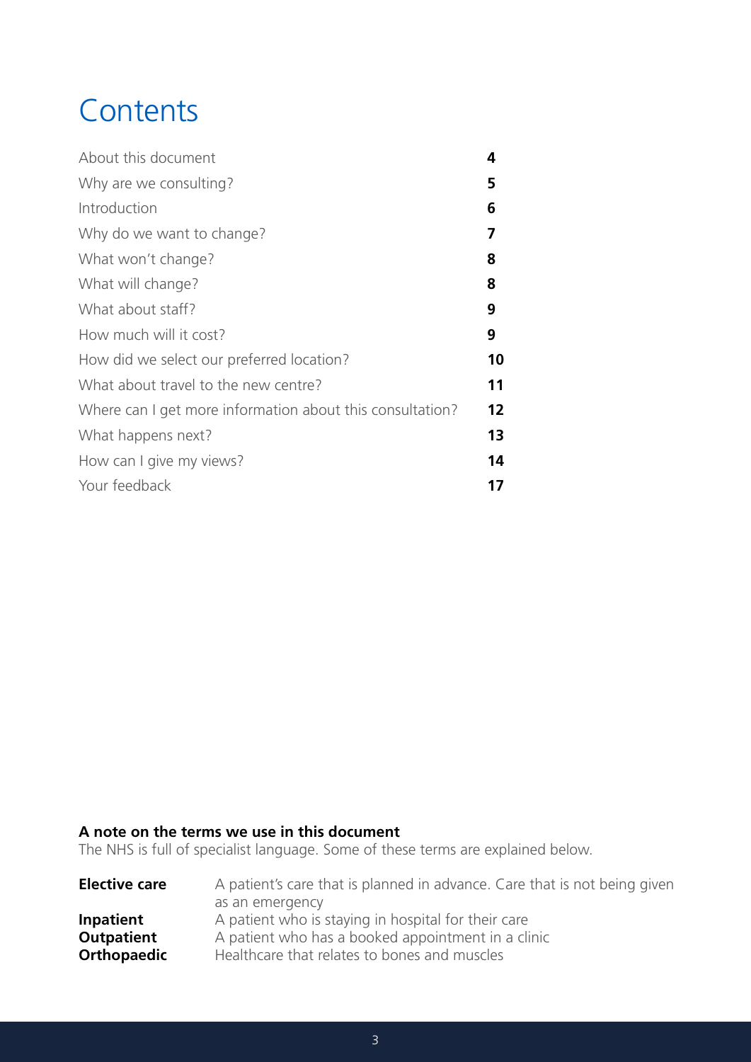# Contents

| | |
|---|---|
| About this document | **4** |
| Why are we consulting? | **5** |
| Introduction | **6** |
| Why do we want to change? | **7** |
| What won't change? | **8** |
| What will change? | **8** |
| What about staff? | **9** |
| How much will it cost? | **9** |
| How did we select our preferred location? | **10** |
| What about travel to the new centre? | **11** |
| Where can I get more information about this consultation? | **12** |
| What happens next? | **13** |
| How can I give my views? | **14** |
| Your feedback | **17** |

**A note on the terms we use in this document**

The NHS is full of specialist language. Some of these terms are explained below.

| | |
|---|---|
| **Elective care** | A patient's care that is planned in advance. Care that is not being given as an emergency |
| **Inpatient** | A patient who is staying in hospital for their care |
| **Outpatient** | A patient who has a booked appointment in a clinic |
| **Orthopaedic** | Healthcare that relates to bones and muscles |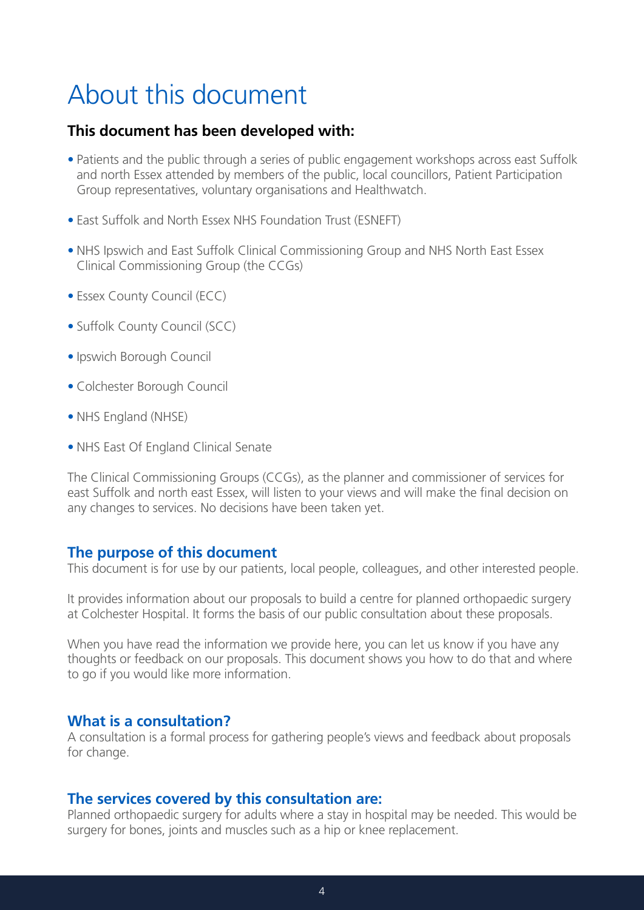# About this document

### This document has been developed with:

- Patients and the public through a series of public engagement workshops across east Suffolk and north Essex attended by members of the public, local councillors, Patient Participation Group representatives, voluntary organisations and Healthwatch.
- East Suffolk and North Essex NHS Foundation Trust (ESNEFT)
- NHS Ipswich and East Suffolk Clinical Commissioning Group and NHS North East Essex Clinical Commissioning Group (the CCGs)
- Essex County Council (ECC)
- Suffolk County Council (SCC)
- Ipswich Borough Council
- Colchester Borough Council
- NHS England (NHSE)
- NHS East Of England Clinical Senate

The Clinical Commissioning Groups (CCGs), as the planner and commissioner of services for east Suffolk and north east Essex, will listen to your views and will make the final decision on any changes to services. No decisions have been taken yet.

## The purpose of this document

This document is for use by our patients, local people, colleagues, and other interested people.

It provides information about our proposals to build a centre for planned orthopaedic surgery at Colchester Hospital. It forms the basis of our public consultation about these proposals.

When you have read the information we provide here, you can let us know if you have any thoughts or feedback on our proposals. This document shows you how to do that and where to go if you would like more information.

## What is a consultation?

A consultation is a formal process for gathering people's views and feedback about proposals for change.

## The services covered by this consultation are:

Planned orthopaedic surgery for adults where a stay in hospital may be needed. This would be surgery for bones, joints and muscles such as a hip or knee replacement.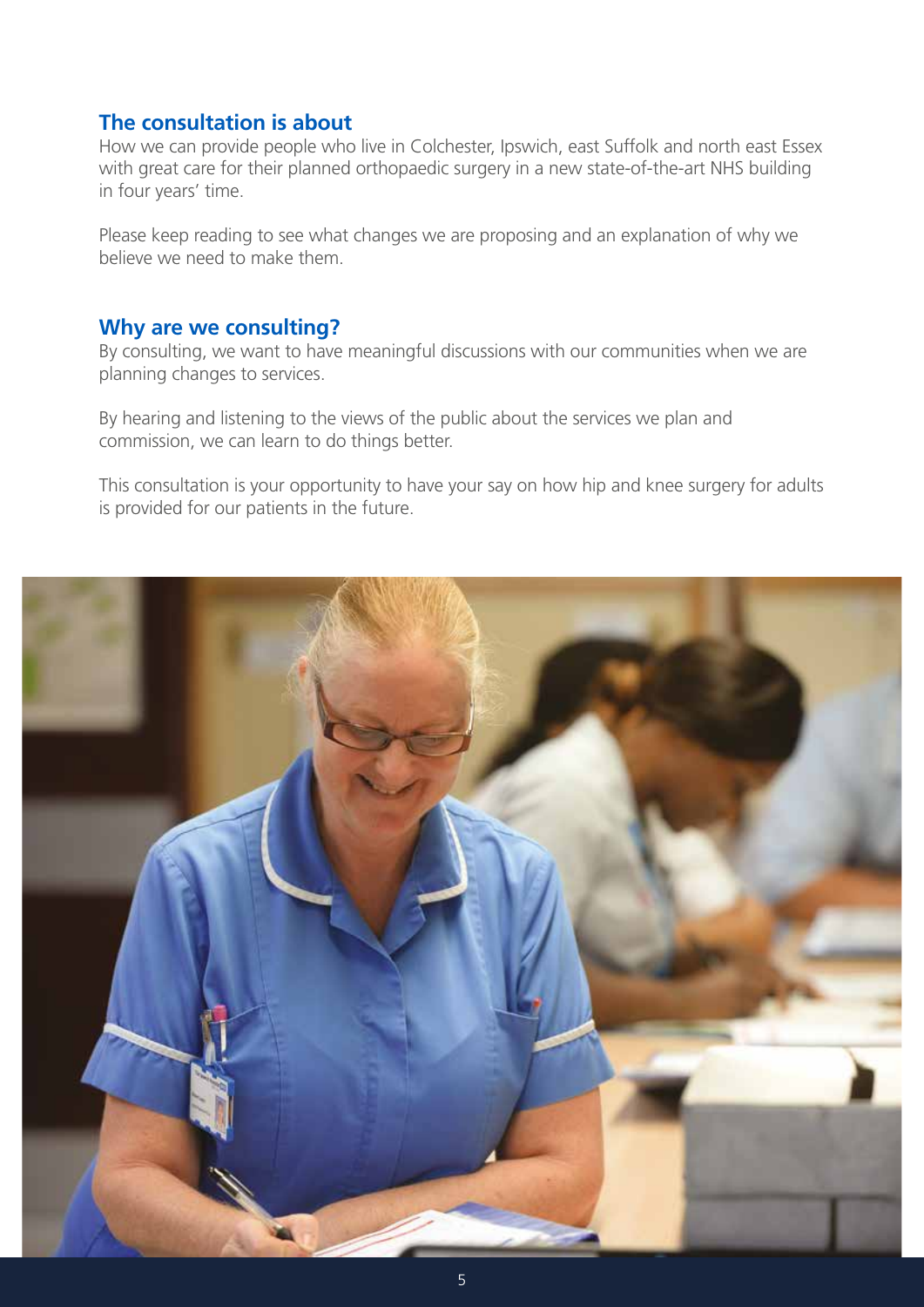## The consultation is about

How we can provide people who live in Colchester, Ipswich, east Suffolk and north east Essex with great care for their planned orthopaedic surgery in a new state-of-the-art NHS building in four years' time.

Please keep reading to see what changes we are proposing and an explanation of why we believe we need to make them.

## Why are we consulting?

By consulting, we want to have meaningful discussions with our communities when we are planning changes to services.

By hearing and listening to the views of the public about the services we plan and commission, we can learn to do things better.

This consultation is your opportunity to have your say on how hip and knee surgery for adults is provided for our patients in the future.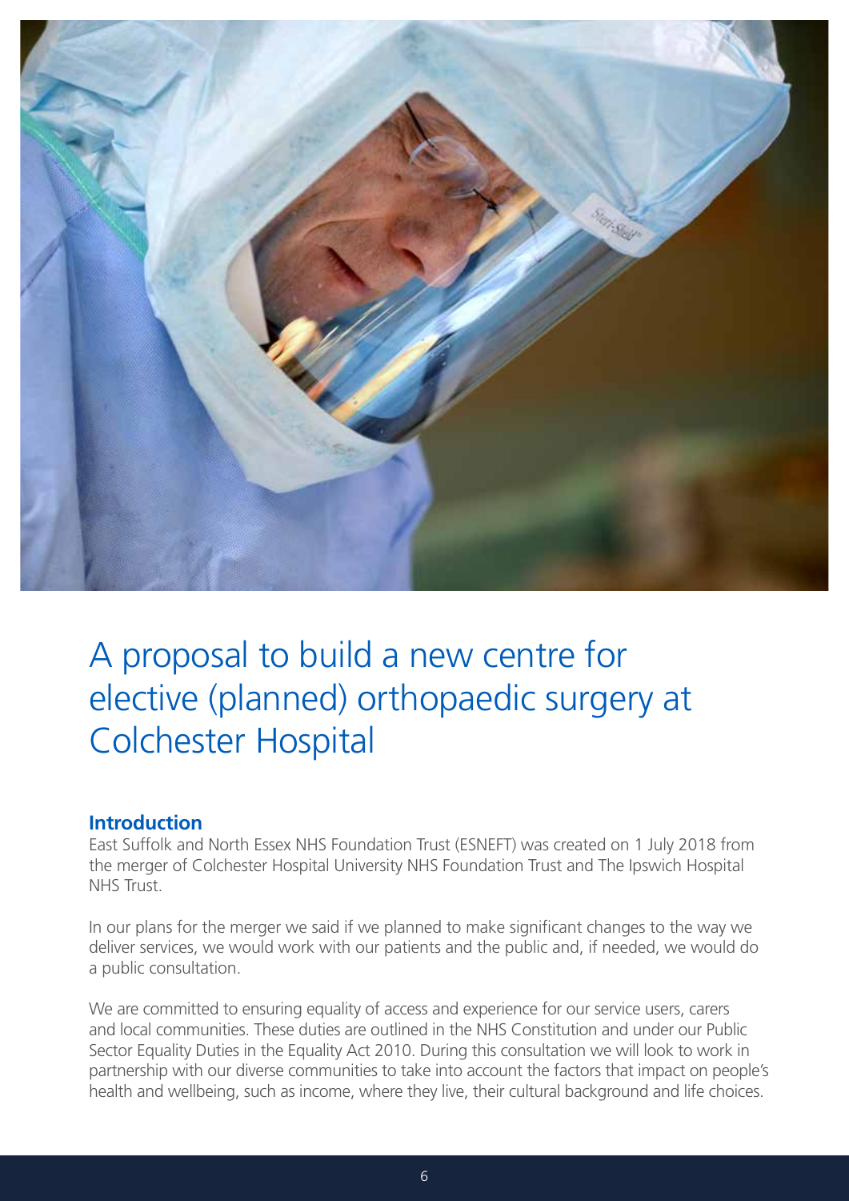# A proposal to build a new centre for elective (planned) orthopaedic surgery at Colchester Hospital

## Introduction

East Suffolk and North Essex NHS Foundation Trust (ESNEFT) was created on 1 July 2018 from the merger of Colchester Hospital University NHS Foundation Trust and The Ipswich Hospital NHS Trust.

In our plans for the merger we said if we planned to make significant changes to the way we deliver services, we would work with our patients and the public and, if needed, we would do a public consultation.

We are committed to ensuring equality of access and experience for our service users, carers and local communities. These duties are outlined in the NHS Constitution and under our Public Sector Equality Duties in the Equality Act 2010. During this consultation we will look to work in partnership with our diverse communities to take into account the factors that impact on people's health and wellbeing, such as income, where they live, their cultural background and life choices.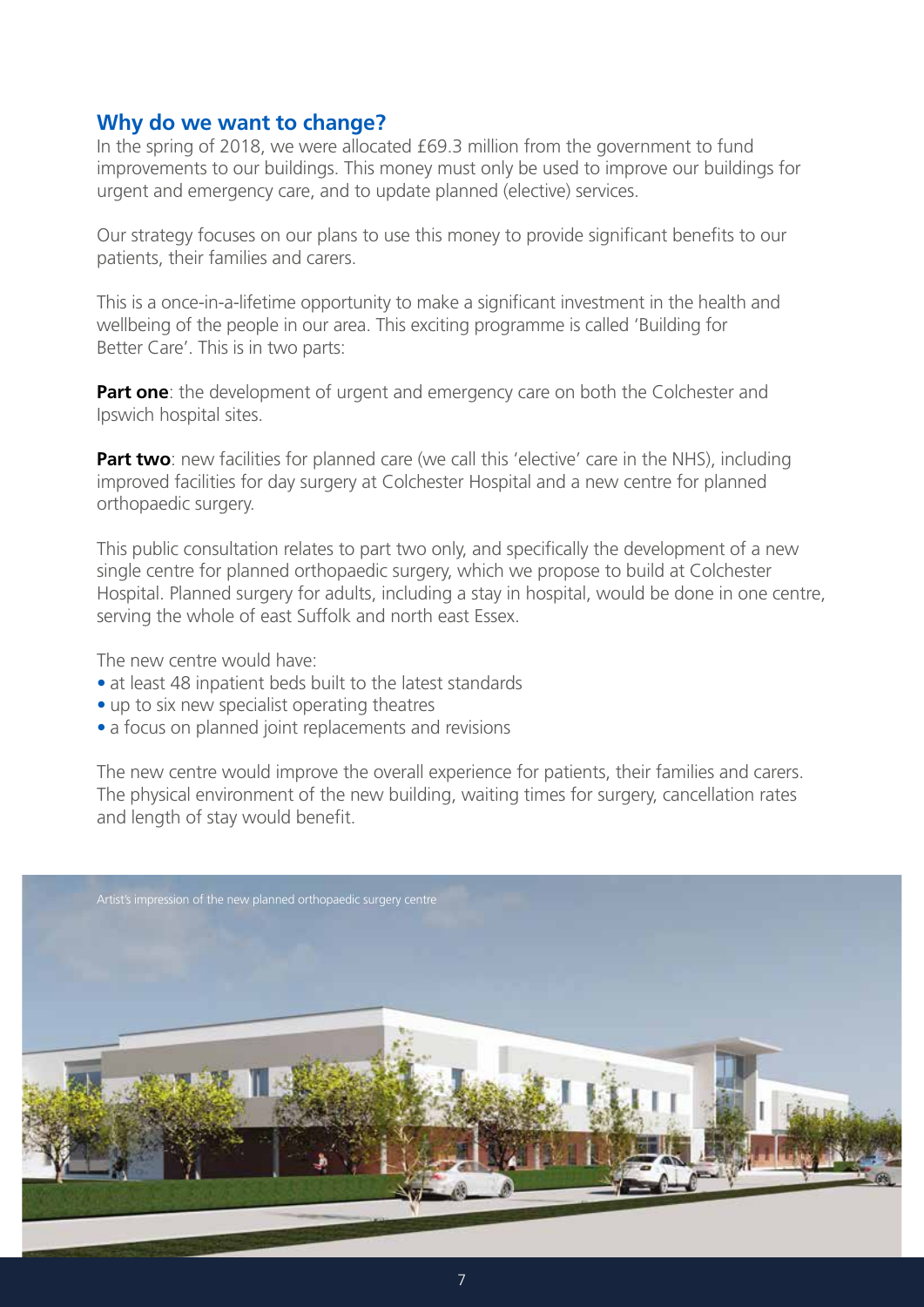## Why do we want to change?

In the spring of 2018, we were allocated £69.3 million from the government to fund improvements to our buildings. This money must only be used to improve our buildings for urgent and emergency care, and to update planned (elective) services.

Our strategy focuses on our plans to use this money to provide significant benefits to our patients, their families and carers.

This is a once-in-a-lifetime opportunity to make a significant investment in the health and wellbeing of the people in our area. This exciting programme is called 'Building for Better Care'. This is in two parts:

**Part one**: the development of urgent and emergency care on both the Colchester and Ipswich hospital sites.

**Part two**: new facilities for planned care (we call this 'elective' care in the NHS), including improved facilities for day surgery at Colchester Hospital and a new centre for planned orthopaedic surgery.

This public consultation relates to part two only, and specifically the development of a new single centre for planned orthopaedic surgery, which we propose to build at Colchester Hospital. Planned surgery for adults, including a stay in hospital, would be done in one centre, serving the whole of east Suffolk and north east Essex.

The new centre would have:

- at least 48 inpatient beds built to the latest standards
- up to six new specialist operating theatres
- a focus on planned joint replacements and revisions

The new centre would improve the overall experience for patients, their families and carers. The physical environment of the new building, waiting times for surgery, cancellation rates and length of stay would benefit.

Artist's impression of the new planned orthopaedic surgery centre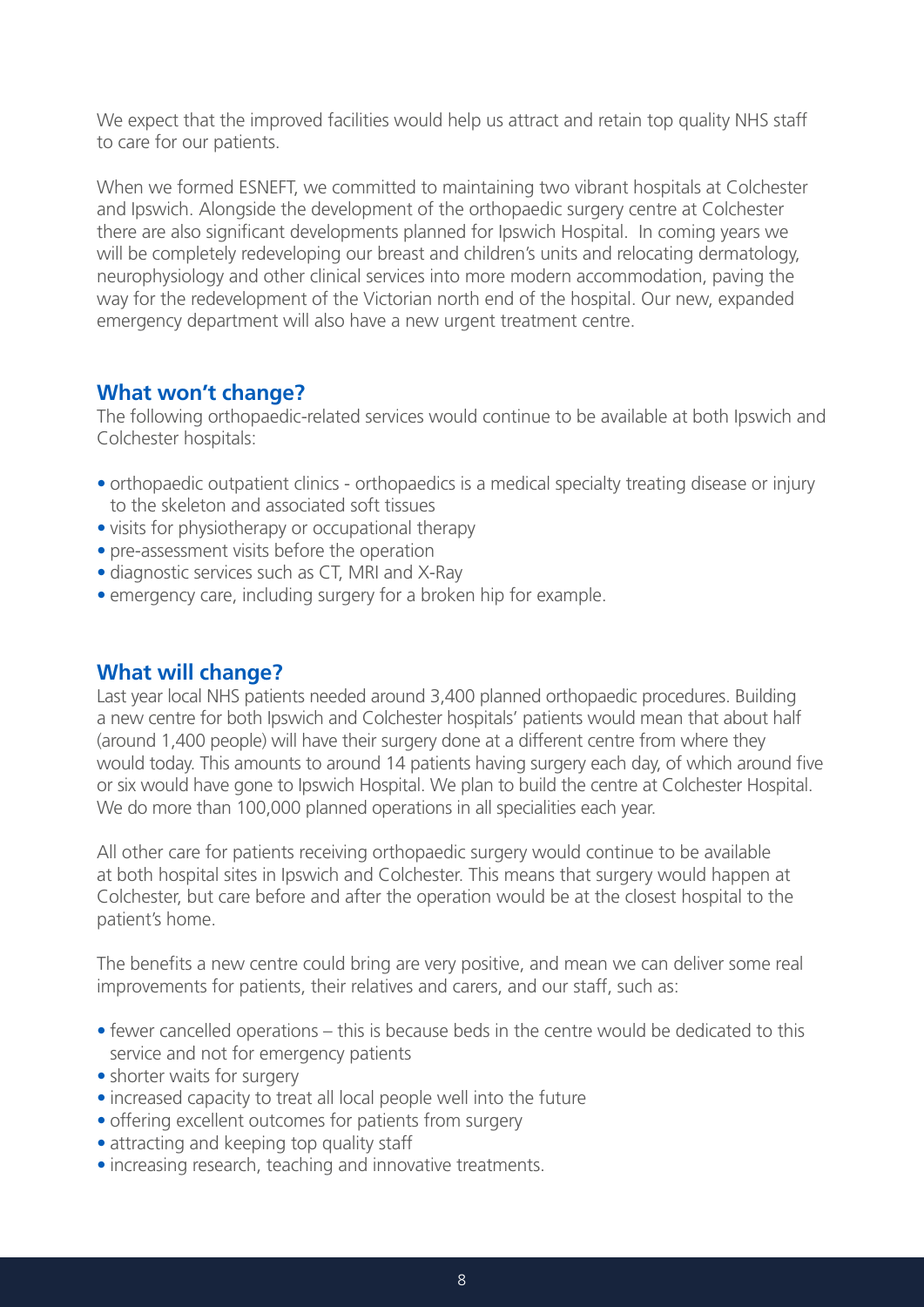We expect that the improved facilities would help us attract and retain top quality NHS staff to care for our patients.

When we formed ESNEFT, we committed to maintaining two vibrant hospitals at Colchester and Ipswich. Alongside the development of the orthopaedic surgery centre at Colchester there are also significant developments planned for Ipswich Hospital. In coming years we will be completely redeveloping our breast and children's units and relocating dermatology, neurophysiology and other clinical services into more modern accommodation, paving the way for the redevelopment of the Victorian north end of the hospital. Our new, expanded emergency department will also have a new urgent treatment centre.

## What won't change?

The following orthopaedic-related services would continue to be available at both Ipswich and Colchester hospitals:

- orthopaedic outpatient clinics - orthopaedics is a medical specialty treating disease or injury to the skeleton and associated soft tissues
- visits for physiotherapy or occupational therapy
- pre-assessment visits before the operation
- diagnostic services such as CT, MRI and X-Ray
- emergency care, including surgery for a broken hip for example.

## What will change?

Last year local NHS patients needed around 3,400 planned orthopaedic procedures. Building a new centre for both Ipswich and Colchester hospitals' patients would mean that about half (around 1,400 people) will have their surgery done at a different centre from where they would today. This amounts to around 14 patients having surgery each day, of which around five or six would have gone to Ipswich Hospital. We plan to build the centre at Colchester Hospital. We do more than 100,000 planned operations in all specialities each year.

All other care for patients receiving orthopaedic surgery would continue to be available at both hospital sites in Ipswich and Colchester. This means that surgery would happen at Colchester, but care before and after the operation would be at the closest hospital to the patient's home.

The benefits a new centre could bring are very positive, and mean we can deliver some real improvements for patients, their relatives and carers, and our staff, such as:

- fewer cancelled operations – this is because beds in the centre would be dedicated to this service and not for emergency patients
- shorter waits for surgery
- increased capacity to treat all local people well into the future
- offering excellent outcomes for patients from surgery
- attracting and keeping top quality staff
- increasing research, teaching and innovative treatments.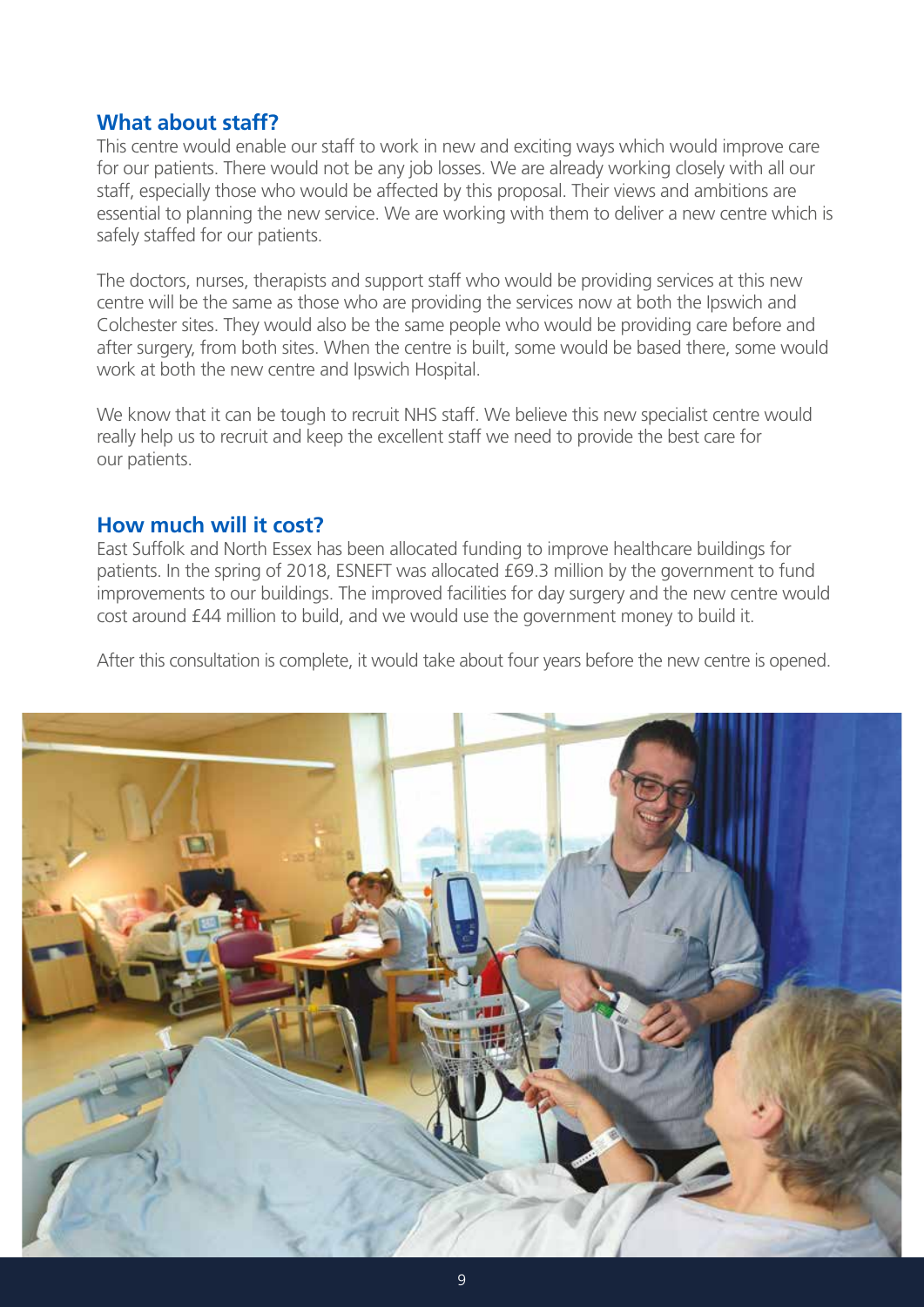## What about staff?

This centre would enable our staff to work in new and exciting ways which would improve care for our patients. There would not be any job losses. We are already working closely with all our staff, especially those who would be affected by this proposal. Their views and ambitions are essential to planning the new service. We are working with them to deliver a new centre which is safely staffed for our patients.

The doctors, nurses, therapists and support staff who would be providing services at this new centre will be the same as those who are providing the services now at both the Ipswich and Colchester sites. They would also be the same people who would be providing care before and after surgery, from both sites. When the centre is built, some would be based there, some would work at both the new centre and Ipswich Hospital.

We know that it can be tough to recruit NHS staff. We believe this new specialist centre would really help us to recruit and keep the excellent staff we need to provide the best care for our patients.

## How much will it cost?

East Suffolk and North Essex has been allocated funding to improve healthcare buildings for patients. In the spring of 2018, ESNEFT was allocated £69.3 million by the government to fund improvements to our buildings. The improved facilities for day surgery and the new centre would cost around £44 million to build, and we would use the government money to build it.

After this consultation is complete, it would take about four years before the new centre is opened.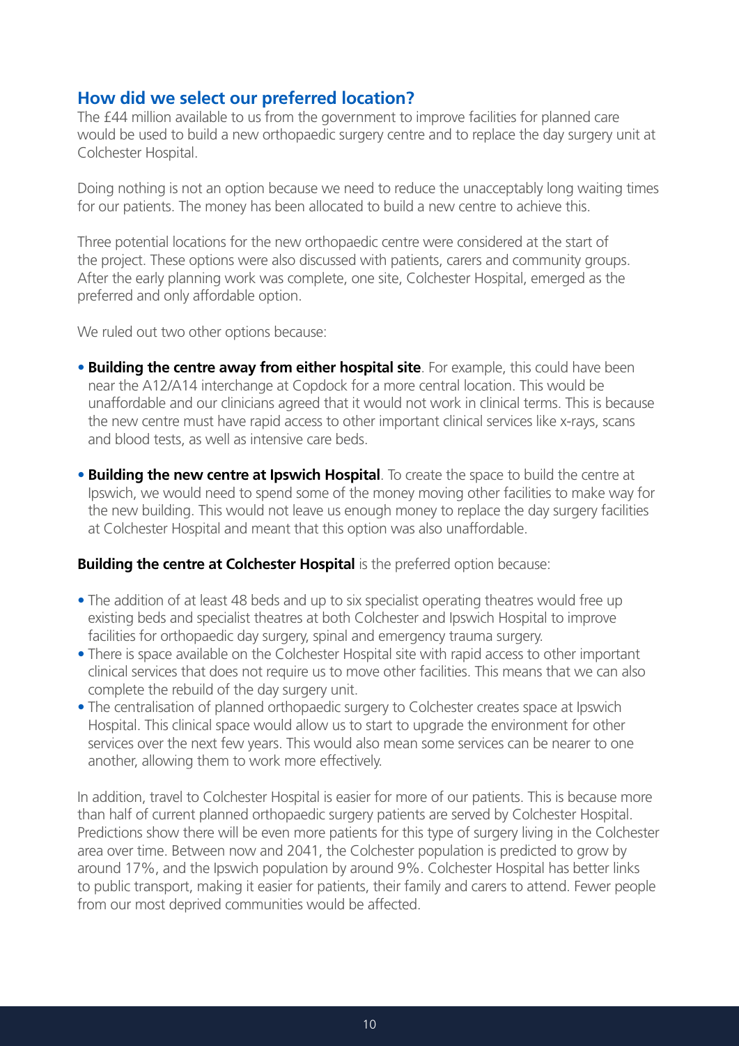## How did we select our preferred location?

The £44 million available to us from the government to improve facilities for planned care would be used to build a new orthopaedic surgery centre and to replace the day surgery unit at Colchester Hospital.

Doing nothing is not an option because we need to reduce the unacceptably long waiting times for our patients. The money has been allocated to build a new centre to achieve this.

Three potential locations for the new orthopaedic centre were considered at the start of the project. These options were also discussed with patients, carers and community groups. After the early planning work was complete, one site, Colchester Hospital, emerged as the preferred and only affordable option.

We ruled out two other options because:

- **Building the centre away from either hospital site**. For example, this could have been near the A12/A14 interchange at Copdock for a more central location. This would be unaffordable and our clinicians agreed that it would not work in clinical terms. This is because the new centre must have rapid access to other important clinical services like x-rays, scans and blood tests, as well as intensive care beds.
- **Building the new centre at Ipswich Hospital**. To create the space to build the centre at Ipswich, we would need to spend some of the money moving other facilities to make way for the new building. This would not leave us enough money to replace the day surgery facilities at Colchester Hospital and meant that this option was also unaffordable.

**Building the centre at Colchester Hospital** is the preferred option because:

- The addition of at least 48 beds and up to six specialist operating theatres would free up existing beds and specialist theatres at both Colchester and Ipswich Hospital to improve facilities for orthopaedic day surgery, spinal and emergency trauma surgery.
- There is space available on the Colchester Hospital site with rapid access to other important clinical services that does not require us to move other facilities. This means that we can also complete the rebuild of the day surgery unit.
- The centralisation of planned orthopaedic surgery to Colchester creates space at Ipswich Hospital. This clinical space would allow us to start to upgrade the environment for other services over the next few years. This would also mean some services can be nearer to one another, allowing them to work more effectively.

In addition, travel to Colchester Hospital is easier for more of our patients. This is because more than half of current planned orthopaedic surgery patients are served by Colchester Hospital. Predictions show there will be even more patients for this type of surgery living in the Colchester area over time. Between now and 2041, the Colchester population is predicted to grow by around 17%, and the Ipswich population by around 9%. Colchester Hospital has better links to public transport, making it easier for patients, their family and carers to attend. Fewer people from our most deprived communities would be affected.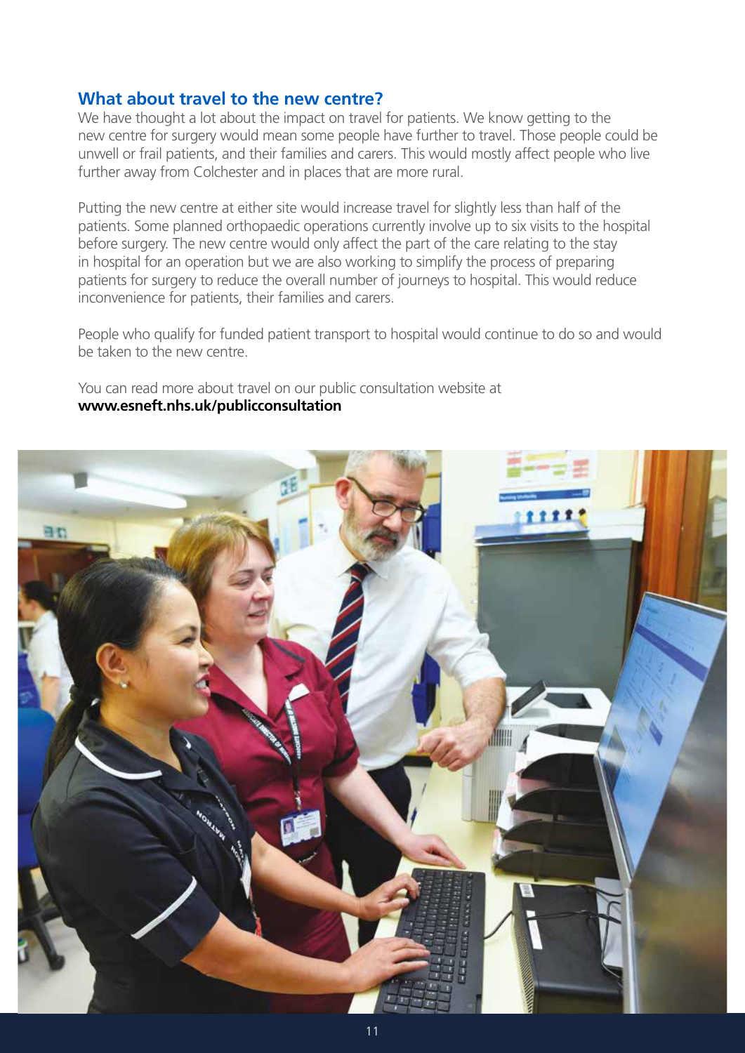## What about travel to the new centre?

We have thought a lot about the impact on travel for patients. We know getting to the new centre for surgery would mean some people have further to travel. Those people could be unwell or frail patients, and their families and carers. This would mostly affect people who live further away from Colchester and in places that are more rural.

Putting the new centre at either site would increase travel for slightly less than half of the patients. Some planned orthopaedic operations currently involve up to six visits to the hospital before surgery. The new centre would only affect the part of the care relating to the stay in hospital for an operation but we are also working to simplify the process of preparing patients for surgery to reduce the overall number of journeys to hospital. This would reduce inconvenience for patients, their families and carers.

People who qualify for funded patient transport to hospital would continue to do so and would be taken to the new centre.

You can read more about travel on our public consultation website at **www.esneft.nhs.uk/publicconsultation**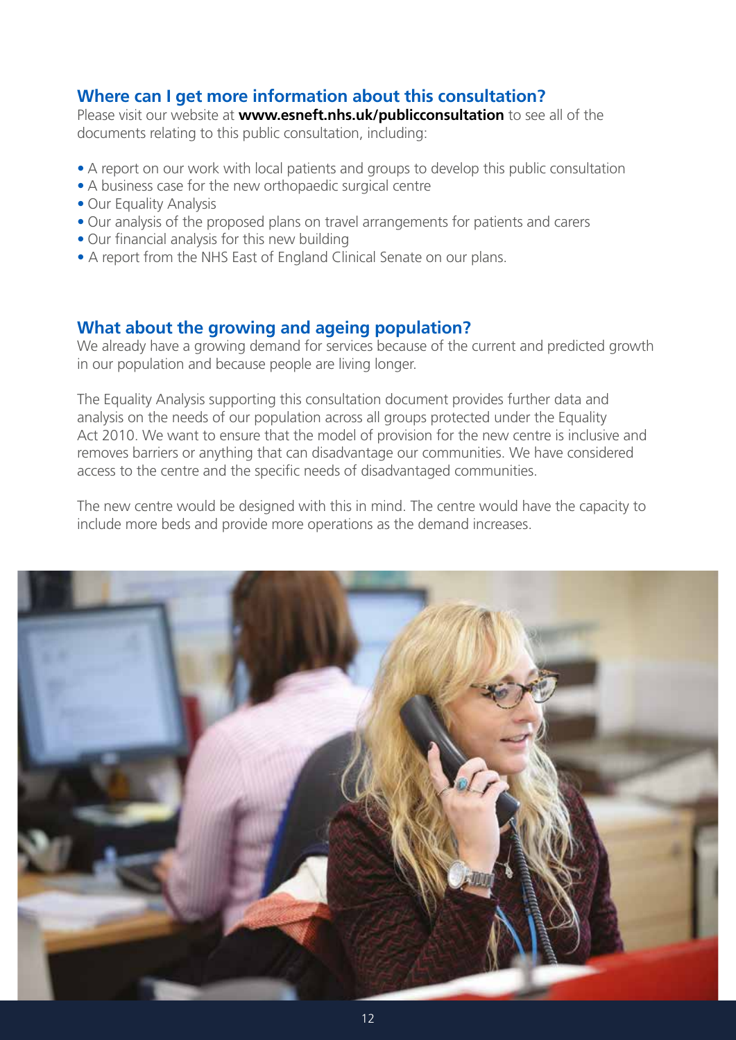## Where can I get more information about this consultation?

Please visit our website at **www.esneft.nhs.uk/publicconsultation** to see all of the documents relating to this public consultation, including:

- A report on our work with local patients and groups to develop this public consultation
- A business case for the new orthopaedic surgical centre
- Our Equality Analysis
- Our analysis of the proposed plans on travel arrangements for patients and carers
- Our financial analysis for this new building
- A report from the NHS East of England Clinical Senate on our plans.

## What about the growing and ageing population?

We already have a growing demand for services because of the current and predicted growth in our population and because people are living longer.

The Equality Analysis supporting this consultation document provides further data and analysis on the needs of our population across all groups protected under the Equality Act 2010. We want to ensure that the model of provision for the new centre is inclusive and removes barriers or anything that can disadvantage our communities. We have considered access to the centre and the specific needs of disadvantaged communities.

The new centre would be designed with this in mind. The centre would have the capacity to include more beds and provide more operations as the demand increases.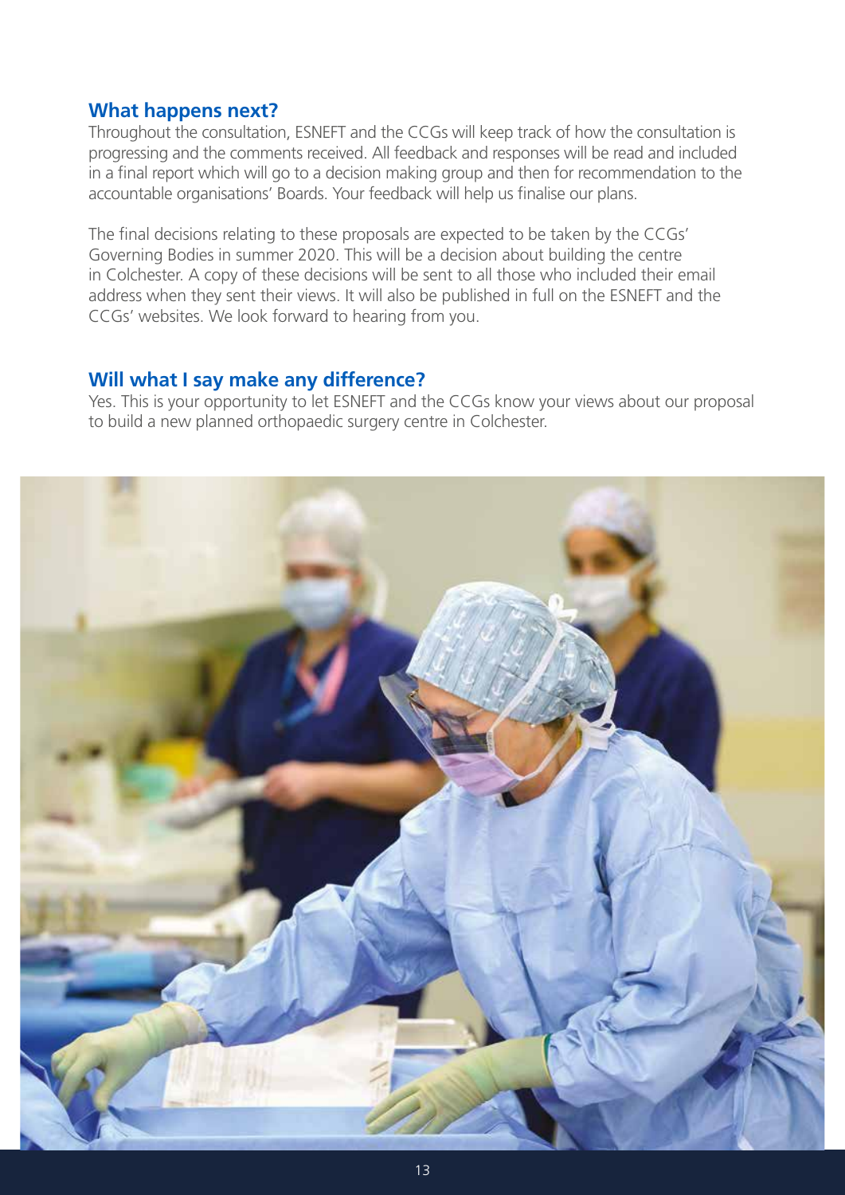## What happens next?

Throughout the consultation, ESNEFT and the CCGs will keep track of how the consultation is progressing and the comments received. All feedback and responses will be read and included in a final report which will go to a decision making group and then for recommendation to the accountable organisations' Boards. Your feedback will help us finalise our plans.

The final decisions relating to these proposals are expected to be taken by the CCGs' Governing Bodies in summer 2020. This will be a decision about building the centre in Colchester. A copy of these decisions will be sent to all those who included their email address when they sent their views. It will also be published in full on the ESNEFT and the CCGs' websites. We look forward to hearing from you.

## Will what I say make any difference?

Yes. This is your opportunity to let ESNEFT and the CCGs know your views about our proposal to build a new planned orthopaedic surgery centre in Colchester.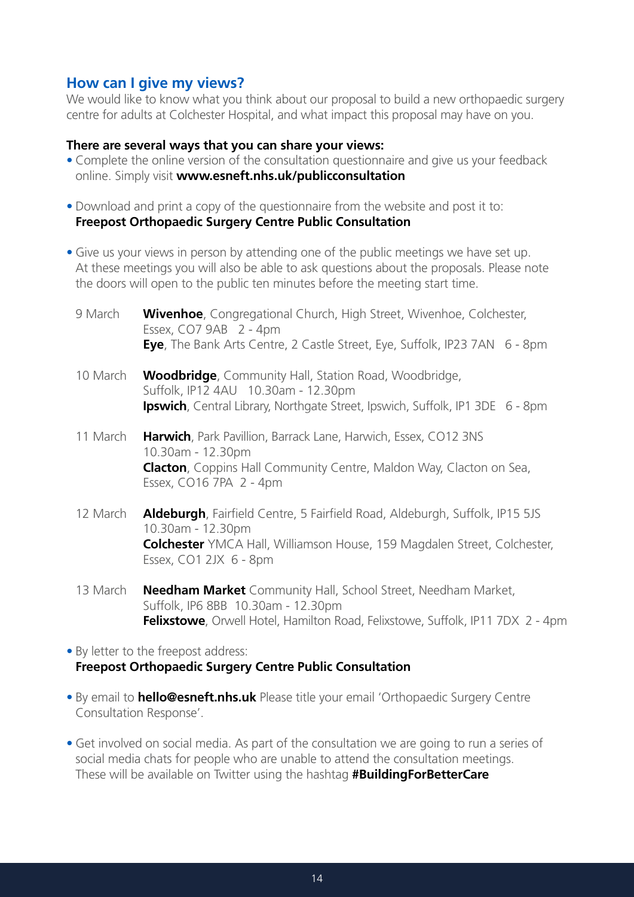## How can I give my views?

We would like to know what you think about our proposal to build a new orthopaedic surgery centre for adults at Colchester Hospital, and what impact this proposal may have on you.

**There are several ways that you can share your views:**

- Complete the online version of the consultation questionnaire and give us your feedback online. Simply visit **www.esneft.nhs.uk/publicconsultation**
- Download and print a copy of the questionnaire from the website and post it to: **Freepost Orthopaedic Surgery Centre Public Consultation**
- Give us your views in person by attending one of the public meetings we have set up. At these meetings you will also be able to ask questions about the proposals. Please note the doors will open to the public ten minutes before the meeting start time.

| | |
|---|---|
| 9 March | **Wivenhoe**, Congregational Church, High Street, Wivenhoe, Colchester, Essex, CO7 9AB 2 - 4pm<br>**Eye**, The Bank Arts Centre, 2 Castle Street, Eye, Suffolk, IP23 7AN 6 - 8pm |
| 10 March | **Woodbridge**, Community Hall, Station Road, Woodbridge, Suffolk, IP12 4AU 10.30am - 12.30pm<br>**Ipswich**, Central Library, Northgate Street, Ipswich, Suffolk, IP1 3DE 6 - 8pm |
| 11 March | **Harwich**, Park Pavillion, Barrack Lane, Harwich, Essex, CO12 3NS 10.30am - 12.30pm<br>**Clacton**, Coppins Hall Community Centre, Maldon Way, Clacton on Sea, Essex, CO16 7PA 2 - 4pm |
| 12 March | **Aldeburgh**, Fairfield Centre, 5 Fairfield Road, Aldeburgh, Suffolk, IP15 5JS 10.30am - 12.30pm<br>**Colchester** YMCA Hall, Williamson House, 159 Magdalen Street, Colchester, Essex, CO1 2JX 6 - 8pm |
| 13 March | **Needham Market** Community Hall, School Street, Needham Market, Suffolk, IP6 8BB 10.30am - 12.30pm<br>**Felixstowe**, Orwell Hotel, Hamilton Road, Felixstowe, Suffolk, IP11 7DX 2 - 4pm |

- By letter to the freepost address: **Freepost Orthopaedic Surgery Centre Public Consultation**
- By email to **hello@esneft.nhs.uk** Please title your email 'Orthopaedic Surgery Centre Consultation Response'.
- Get involved on social media. As part of the consultation we are going to run a series of social media chats for people who are unable to attend the consultation meetings. These will be available on Twitter using the hashtag **#BuildingForBetterCare**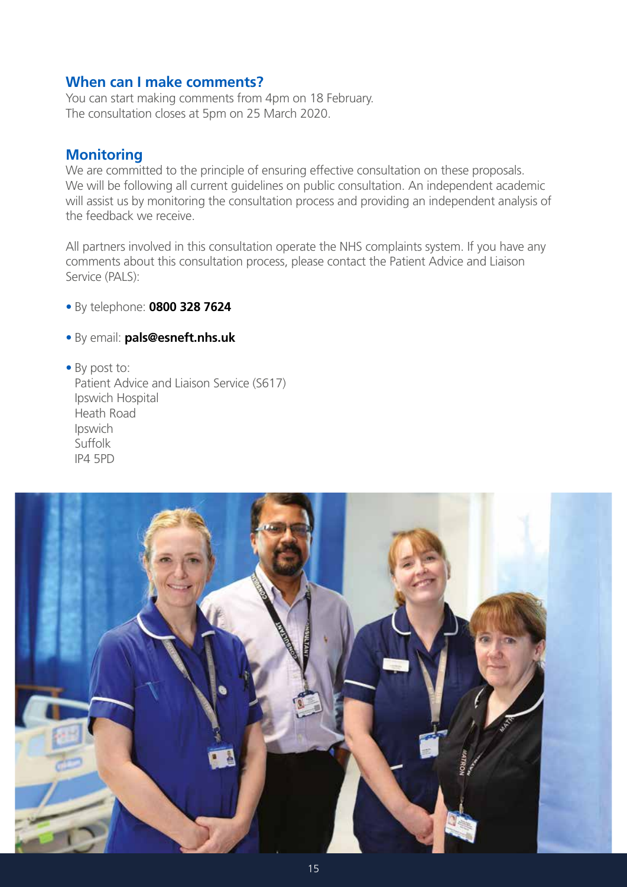## When can I make comments?

You can start making comments from 4pm on 18 February.
The consultation closes at 5pm on 25 March 2020.

## Monitoring

We are committed to the principle of ensuring effective consultation on these proposals. We will be following all current guidelines on public consultation. An independent academic will assist us by monitoring the consultation process and providing an independent analysis of the feedback we receive.

All partners involved in this consultation operate the NHS complaints system. If you have any comments about this consultation process, please contact the Patient Advice and Liaison Service (PALS):

- By telephone: **0800 328 7624**
- By email: **pals@esneft.nhs.uk**
- By post to:
  Patient Advice and Liaison Service (S617)
  Ipswich Hospital
  Heath Road
  Ipswich
  Suffolk
  IP4 5PD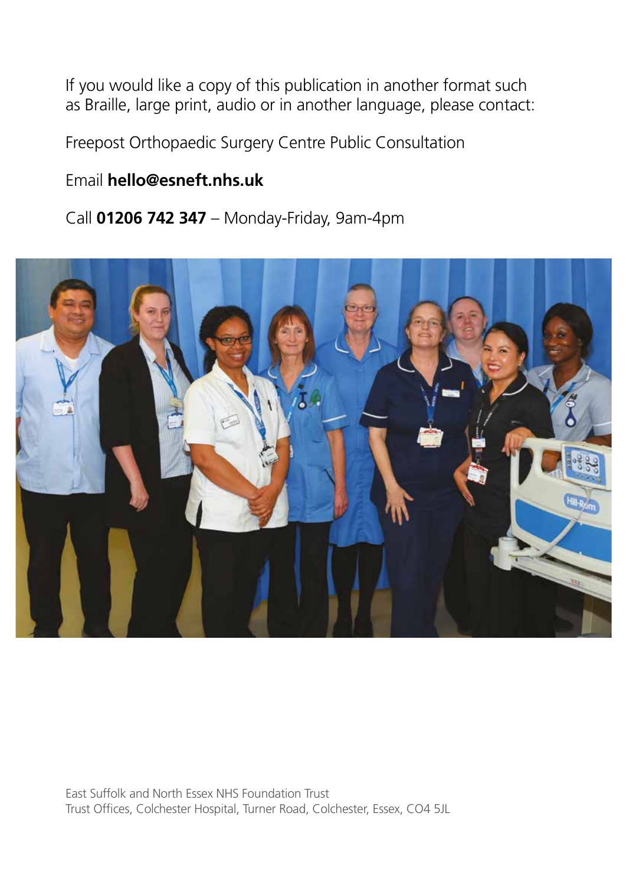If you would like a copy of this publication in another format such as Braille, large print, audio or in another language, please contact:

Freepost Orthopaedic Surgery Centre Public Consultation

Email **hello@esneft.nhs.uk**

Call **01206 742 347** – Monday-Friday, 9am-4pm

East Suffolk and North Essex NHS Foundation Trust
Trust Offices, Colchester Hospital, Turner Road, Colchester, Essex, CO4 5JL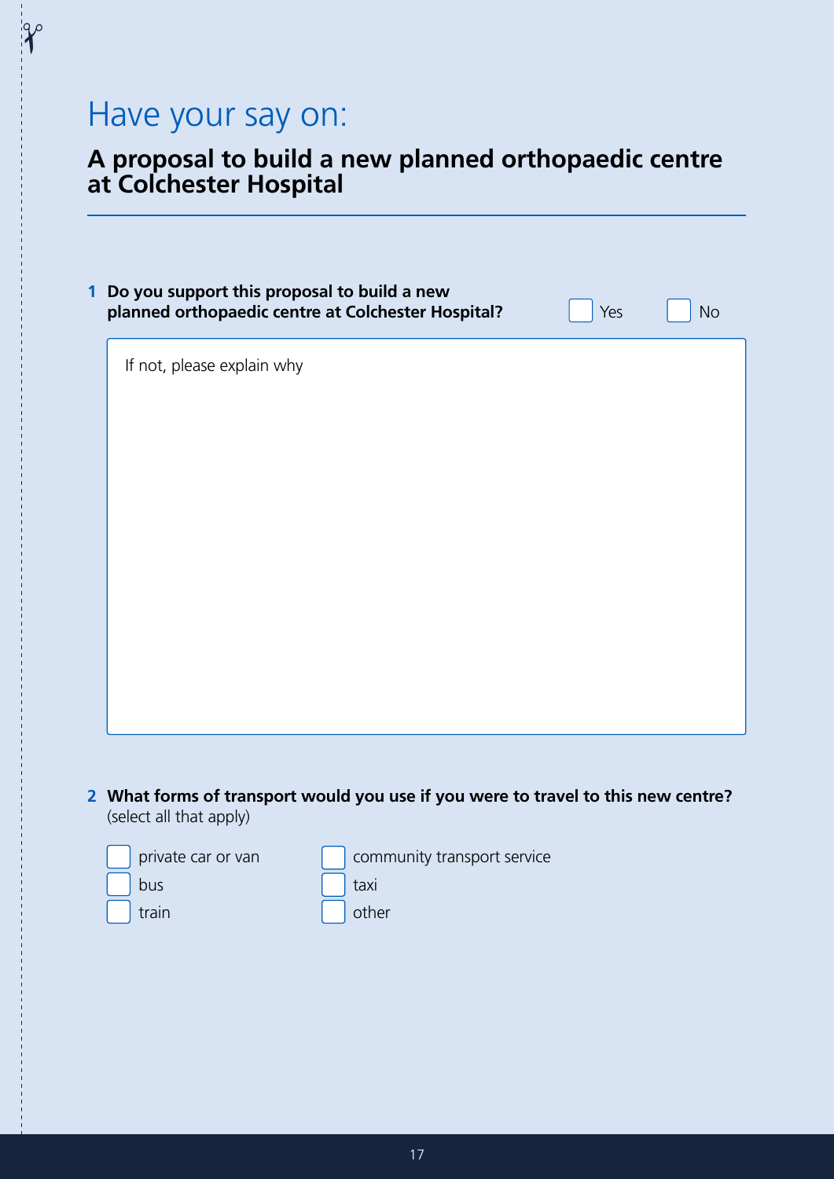# Have your say on:

## A proposal to build a new planned orthopaedic centre at Colchester Hospital

**1 Do you support this proposal to build a new planned orthopaedic centre at Colchester Hospital?** ☐ Yes ☐ No

If not, please explain why

**2 What forms of transport would you use if you were to travel to this new centre?**
(select all that apply)

- ☐ private car or van
- ☐ bus
- ☐ train
- ☐ community transport service
- ☐ taxi
- ☐ other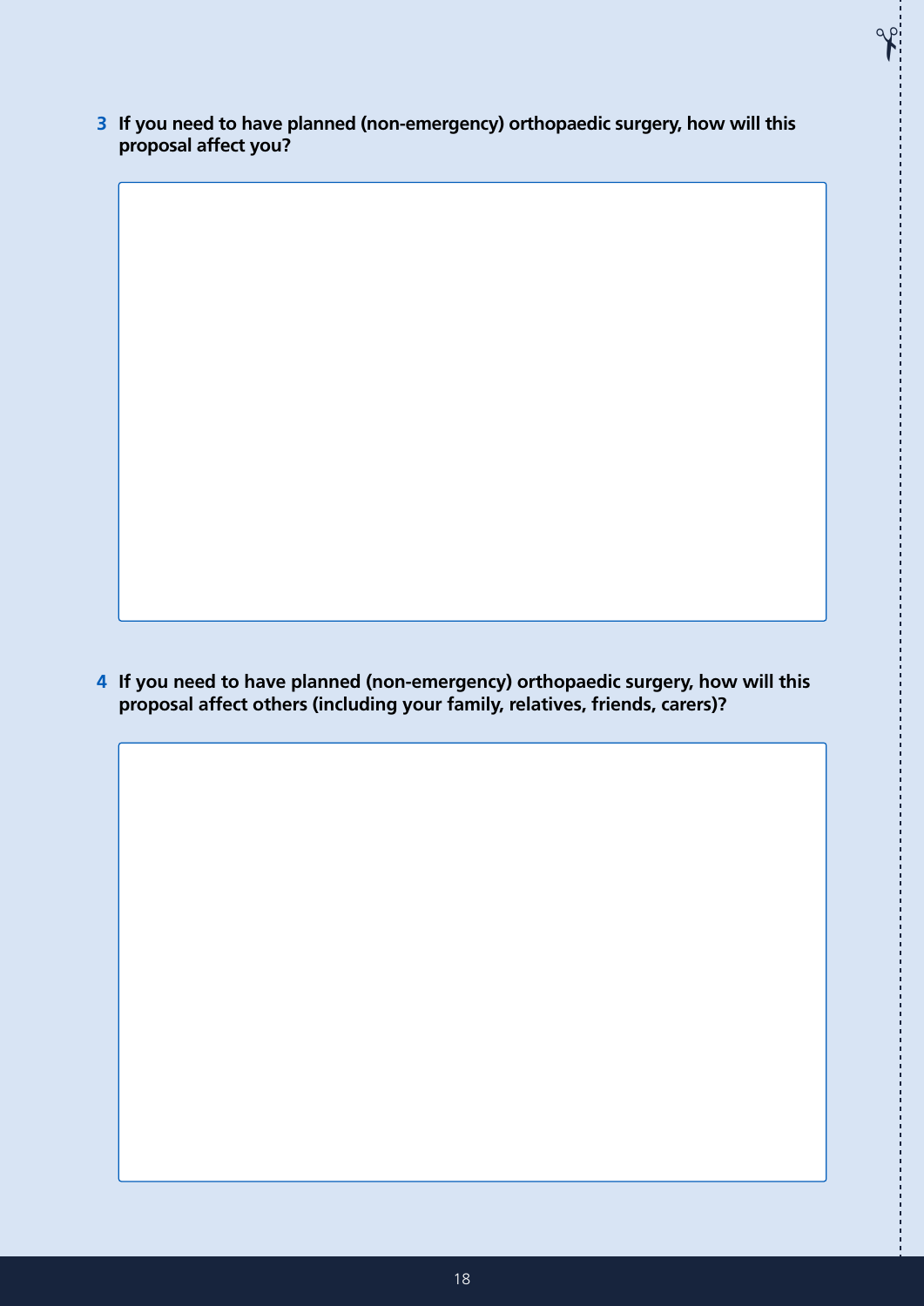**3 If you need to have planned (non-emergency) orthopaedic surgery, how will this proposal affect you?**

**4 If you need to have planned (non-emergency) orthopaedic surgery, how will this proposal affect others (including your family, relatives, friends, carers)?**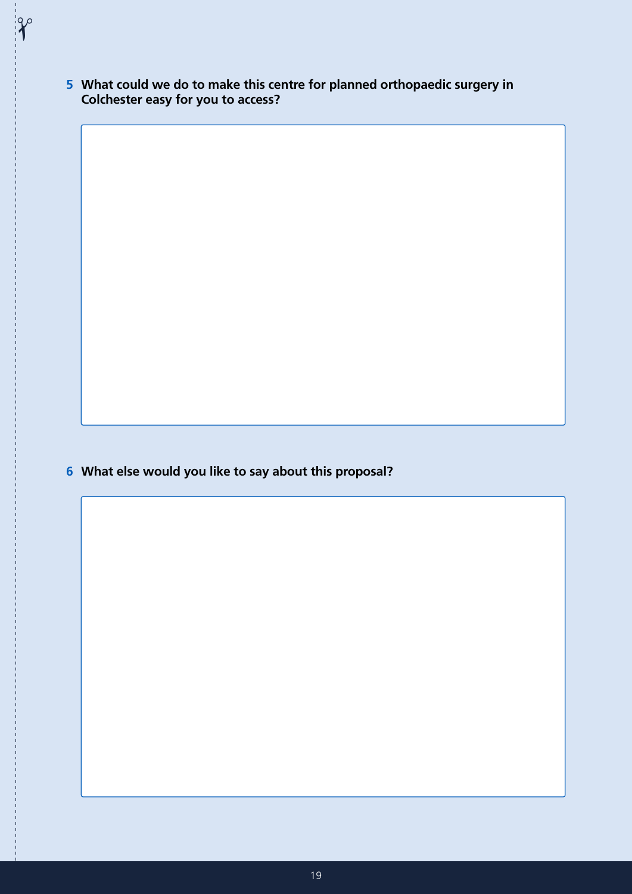5 **What could we do to make this centre for planned orthopaedic surgery in Colchester easy for you to access?**

6 **What else would you like to say about this proposal?**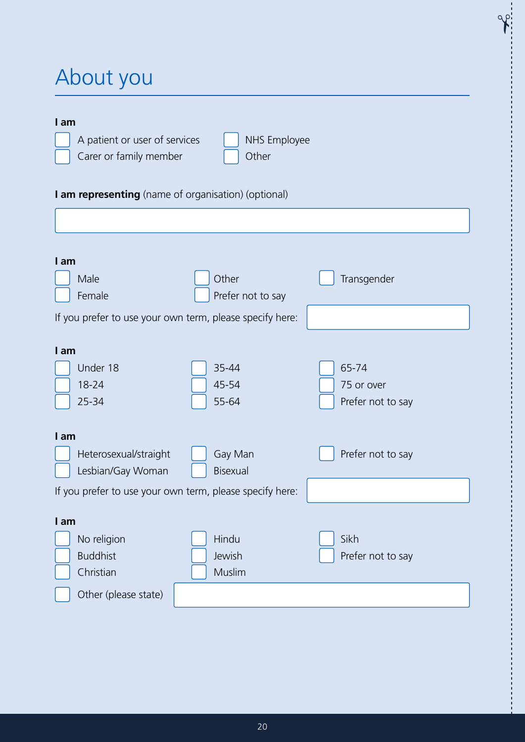# About you

**I am**

- [ ] A patient or user of services
- [ ] Carer or family member
- [ ] NHS Employee
- [ ] Other

**I am representing** (name of organisation) (optional)

______________________________

**I am**

- [ ] Male
- [ ] Female
- [ ] Other
- [ ] Prefer not to say
- [ ] Transgender

If you prefer to use your own term, please specify here: ______________________________

**I am**

- [ ] Under 18
- [ ] 18-24
- [ ] 25-34
- [ ] 35-44
- [ ] 45-54
- [ ] 55-64
- [ ] 65-74
- [ ] 75 or over
- [ ] Prefer not to say

**I am**

- [ ] Heterosexual/straight
- [ ] Lesbian/Gay Woman
- [ ] Gay Man
- [ ] Bisexual
- [ ] Prefer not to say

If you prefer to use your own term, please specify here: ______________________________

**I am**

- [ ] No religion
- [ ] Buddhist
- [ ] Christian
- [ ] Hindu
- [ ] Jewish
- [ ] Muslim
- [ ] Sikh
- [ ] Prefer not to say
- [ ] Other (please state) ______________________________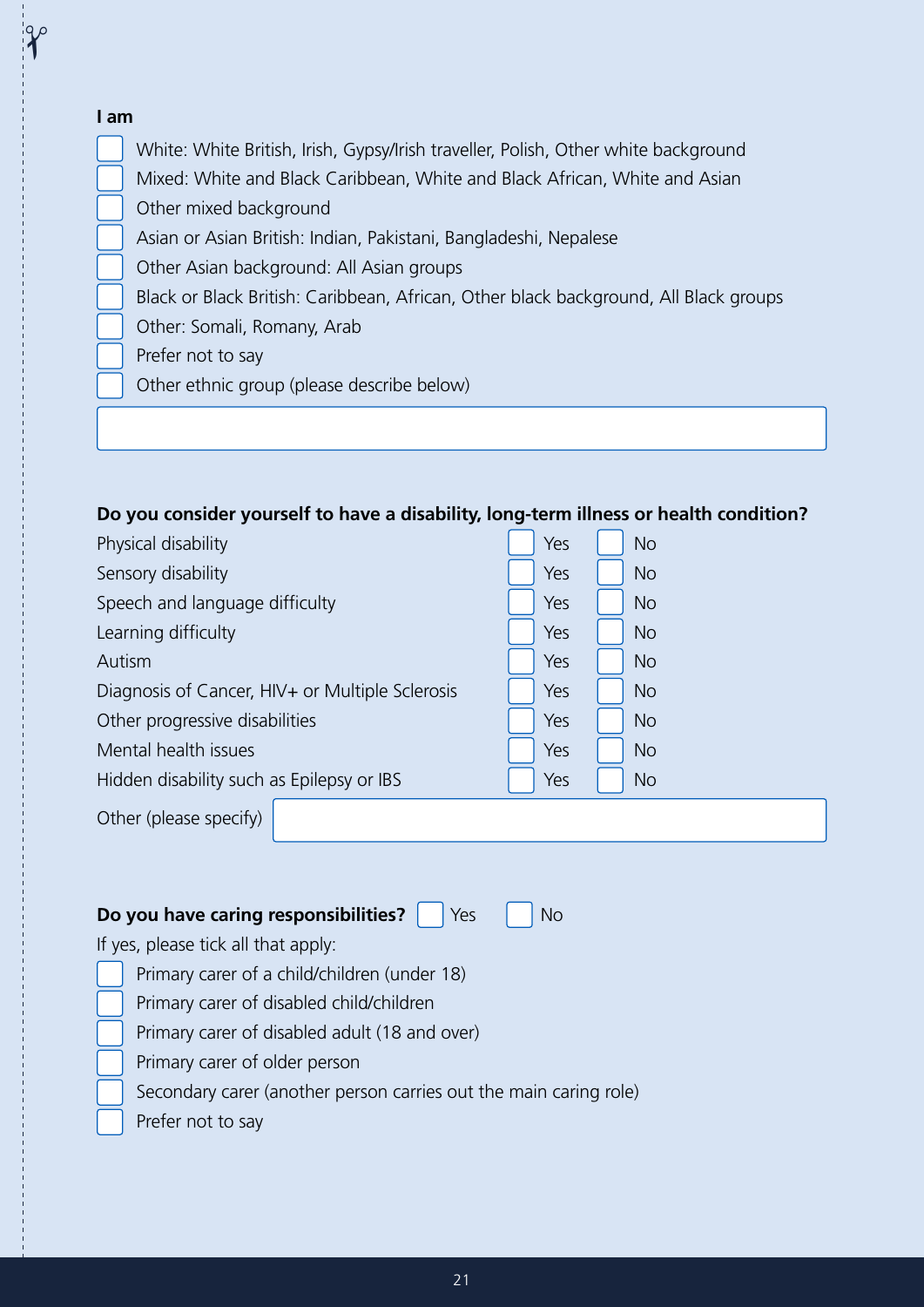**I am**

- [ ] White: White British, Irish, Gypsy/Irish traveller, Polish, Other white background
- [ ] Mixed: White and Black Caribbean, White and Black African, White and Asian
- [ ] Other mixed background
- [ ] Asian or Asian British: Indian, Pakistani, Bangladeshi, Nepalese
- [ ] Other Asian background: All Asian groups
- [ ] Black or Black British: Caribbean, African, Other black background, All Black groups
- [ ] Other: Somali, Romany, Arab
- [ ] Prefer not to say
- [ ] Other ethnic group (please describe below)

**Do you consider yourself to have a disability, long-term illness or health condition?**

| | | |
|---|---|---|
| Physical disability | ☐ Yes | ☐ No |
| Sensory disability | ☐ Yes | ☐ No |
| Speech and language difficulty | ☐ Yes | ☐ No |
| Learning difficulty | ☐ Yes | ☐ No |
| Autism | ☐ Yes | ☐ No |
| Diagnosis of Cancer, HIV+ or Multiple Sclerosis | ☐ Yes | ☐ No |
| Other progressive disabilities | ☐ Yes | ☐ No |
| Mental health issues | ☐ Yes | ☐ No |
| Hidden disability such as Epilepsy or IBS | ☐ Yes | ☐ No |

Other (please specify)

**Do you have caring responsibilities?** ☐ Yes ☐ No

If yes, please tick all that apply:

- [ ] Primary carer of a child/children (under 18)
- [ ] Primary carer of disabled child/children
- [ ] Primary carer of disabled adult (18 and over)
- [ ] Primary carer of older person
- [ ] Secondary carer (another person carries out the main caring role)
- [ ] Prefer not to say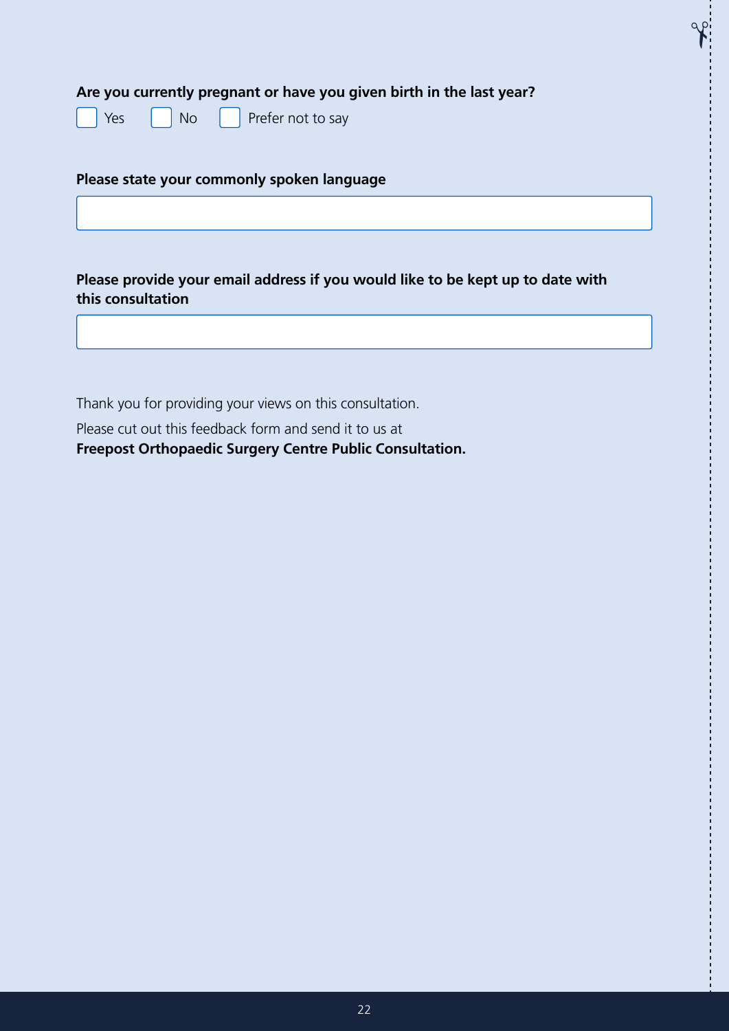**Are you currently pregnant or have you given birth in the last year?**

- [ ] Yes
- [ ] No
- [ ] Prefer not to say

**Please state your commonly spoken language**

&nbsp;

**Please provide your email address if you would like to be kept up to date with this consultation**

&nbsp;

Thank you for providing your views on this consultation.

Please cut out this feedback form and send it to us at
**Freepost Orthopaedic Surgery Centre Public Consultation.**